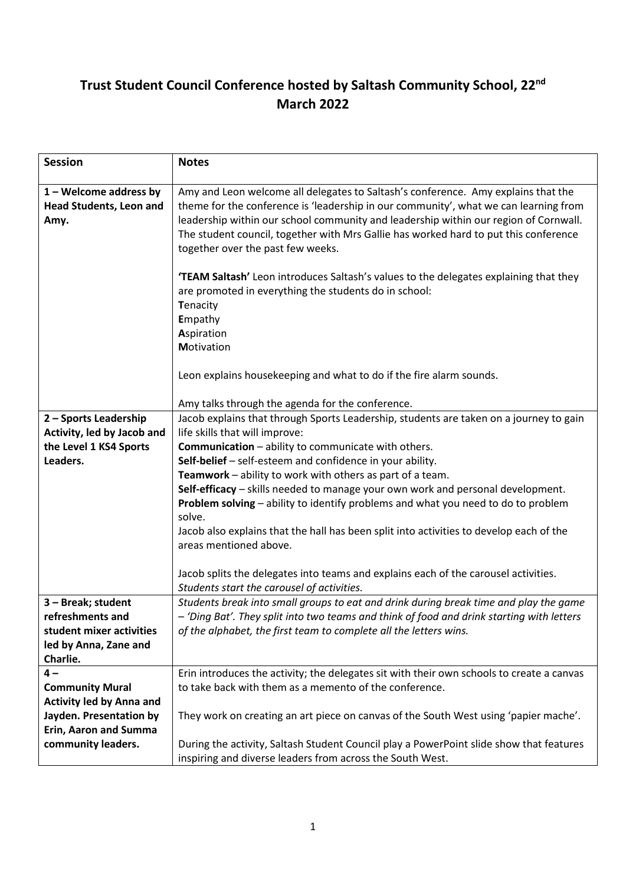# Trust Student Council Conference hosted by Saltash Community School, 22nd March 2022

| Session | Notes |
|---|---|
| **1 – Welcome address by Head Students, Leon and Amy.** | Amy and Leon welcome all delegates to Saltash's conference. Amy explains that the theme for the conference is 'leadership in our community', what we can learning from leadership within our school community and leadership within our region of Cornwall. The student council, together with Mrs Gallie has worked hard to put this conference together over the past few weeks.<br><br>**'TEAM Saltash'** Leon introduces Saltash's values to the delegates explaining that they are promoted in everything the students do in school:<br>**T**enacity<br>**E**mpathy<br>**A**spiration<br>**M**otivation<br><br>Leon explains housekeeping and what to do if the fire alarm sounds.<br><br>Amy talks through the agenda for the conference. |
| **2 – Sports Leadership Activity, led by Jacob and the Level 1 KS4 Sports Leaders.** | Jacob explains that through Sports Leadership, students are taken on a journey to gain life skills that will improve:<br>**Communication** – ability to communicate with others.<br>**Self-belief** – self-esteem and confidence in your ability.<br>**Teamwork** – ability to work with others as part of a team.<br>**Self-efficacy** – skills needed to manage your own work and personal development.<br>**Problem solving** – ability to identify problems and what you need to do to problem solve.<br>Jacob also explains that the hall has been split into activities to develop each of the areas mentioned above.<br><br>Jacob splits the delegates into teams and explains each of the carousel activities.<br>*Students start the carousel of activities.* |
| **3 – Break; student refreshments and student mixer activities led by Anna, Zane and Charlie.** | *Students break into small groups to eat and drink during break time and play the game – 'Ding Bat'. They split into two teams and think of food and drink starting with letters of the alphabet, the first team to complete all the letters wins.* |
| **4 – Community Mural Activity led by Anna and Jayden. Presentation by Erin, Aaron and Summa community leaders.** | Erin introduces the activity; the delegates sit with their own schools to create a canvas to take back with them as a memento of the conference.<br><br>They work on creating an art piece on canvas of the South West using 'papier mache'.<br><br>During the activity, Saltash Student Council play a PowerPoint slide show that features inspiring and diverse leaders from across the South West. |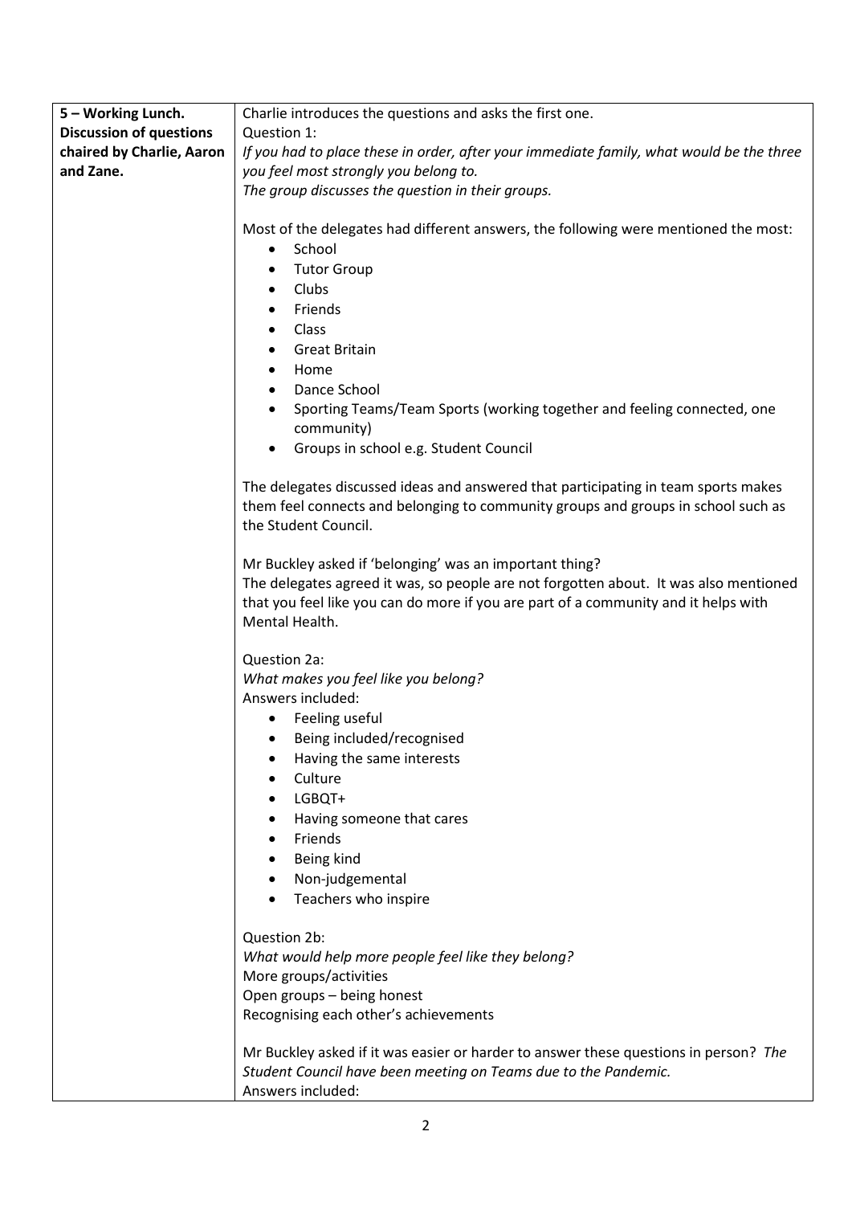| **5 – Working Lunch. Discussion of questions chaired by Charlie, Aaron and Zane.** | Charlie introduces the questions and asks the first one.<br>Question 1:<br>*If you had to place these in order, after your immediate family, what would be the three you feel most strongly you belong to.*<br>*The group discusses the question in their groups.*<br><br>Most of the delegates had different answers, the following were mentioned the most:<br>• School<br>• Tutor Group<br>• Clubs<br>• Friends<br>• Class<br>• Great Britain<br>• Home<br>• Dance School<br>• Sporting Teams/Team Sports (working together and feeling connected, one community)<br>• Groups in school e.g. Student Council<br><br>The delegates discussed ideas and answered that participating in team sports makes them feel connects and belonging to community groups and groups in school such as the Student Council.<br><br>Mr Buckley asked if 'belonging' was an important thing?<br>The delegates agreed it was, so people are not forgotten about. It was also mentioned that you feel like you can do more if you are part of a community and it helps with Mental Health.<br><br>Question 2a:<br>*What makes you feel like you belong?*<br>Answers included:<br>• Feeling useful<br>• Being included/recognised<br>• Having the same interests<br>• Culture<br>• LGBQT+<br>• Having someone that cares<br>• Friends<br>• Being kind<br>• Non-judgemental<br>• Teachers who inspire<br><br>Question 2b:<br>*What would help more people feel like they belong?*<br>More groups/activities<br>Open groups – being honest<br>Recognising each other's achievements<br><br>Mr Buckley asked if it was easier or harder to answer these questions in person? *The Student Council have been meeting on Teams due to the Pandemic.*<br>Answers included: |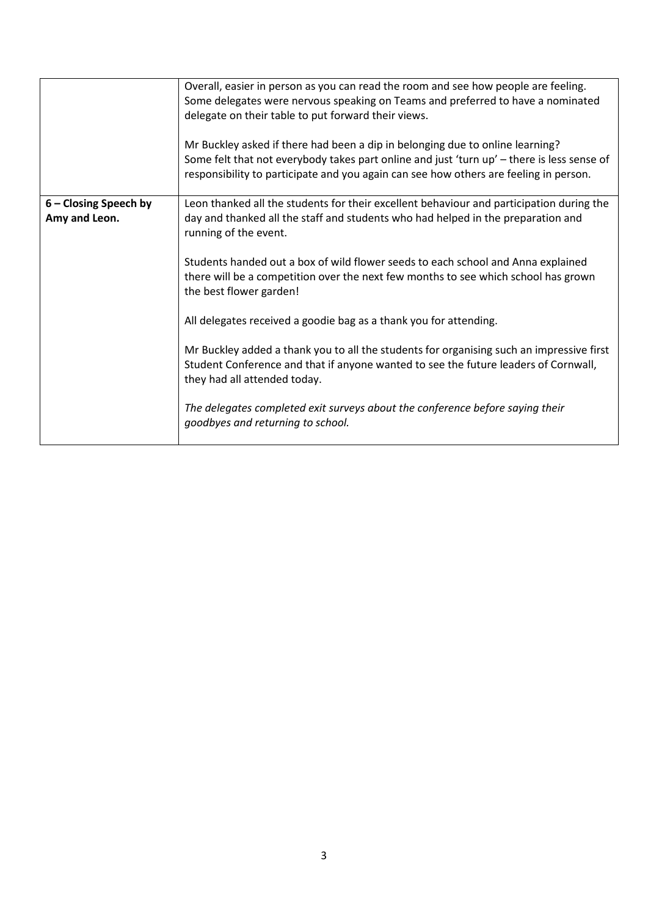| | |
|---|---|
| | Overall, easier in person as you can read the room and see how people are feeling. Some delegates were nervous speaking on Teams and preferred to have a nominated delegate on their table to put forward their views.<br><br>Mr Buckley asked if there had been a dip in belonging due to online learning? Some felt that not everybody takes part online and just 'turn up' – there is less sense of responsibility to participate and you again can see how others are feeling in person. |
| **6 – Closing Speech by Amy and Leon.** | Leon thanked all the students for their excellent behaviour and participation during the day and thanked all the staff and students who had helped in the preparation and running of the event.<br><br>Students handed out a box of wild flower seeds to each school and Anna explained there will be a competition over the next few months to see which school has grown the best flower garden!<br><br>All delegates received a goodie bag as a thank you for attending.<br><br>Mr Buckley added a thank you to all the students for organising such an impressive first Student Conference and that if anyone wanted to see the future leaders of Cornwall, they had all attended today.<br><br>*The delegates completed exit surveys about the conference before saying their goodbyes and returning to school.* |